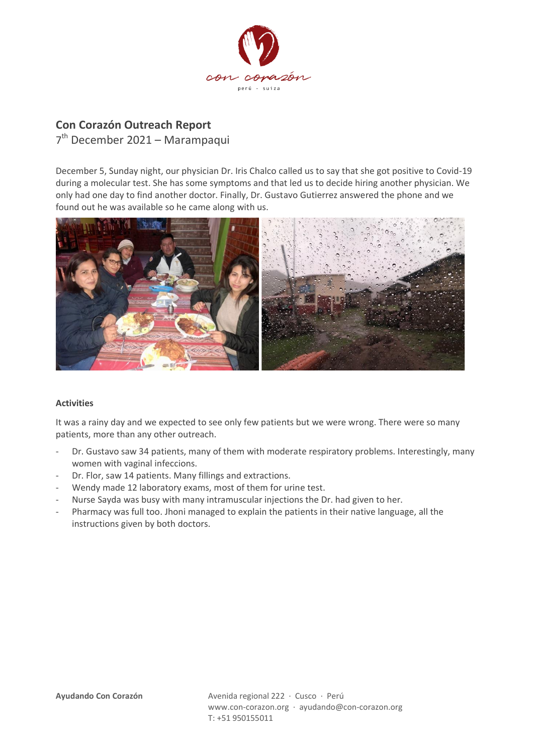## Con Corazón Outreach Report

7th December 2021 – Marampaqui

December 5, Sunday night, our physician Dr. Iris Chalco called us to say that she got positive to Covid-19 during a molecular test. She has some symptoms and that led us to decide hiring another physician. We only had one day to find another doctor. Finally, Dr. Gustavo Gutierrez answered the phone and we found out he was available so he came along with us.

**Activities**

It was a rainy day and we expected to see only few patients but we were wrong. There were so many patients, more than any other outreach.

- Dr. Gustavo saw 34 patients, many of them with moderate respiratory problems. Interestingly, many women with vaginal infeccions.
- Dr. Flor, saw 14 patients. Many fillings and extractions.
- Wendy made 12 laboratory exams, most of them for urine test.
- Nurse Sayda was busy with many intramuscular injections the Dr. had given to her.
- Pharmacy was full too. Jhoni managed to explain the patients in their native language, all the instructions given by both doctors.

**Ayudando Con Corazón**

Avenida regional 222 · Cusco · Perú
www.con-corazon.org · ayudando@con-corazon.org
T: +51 950155011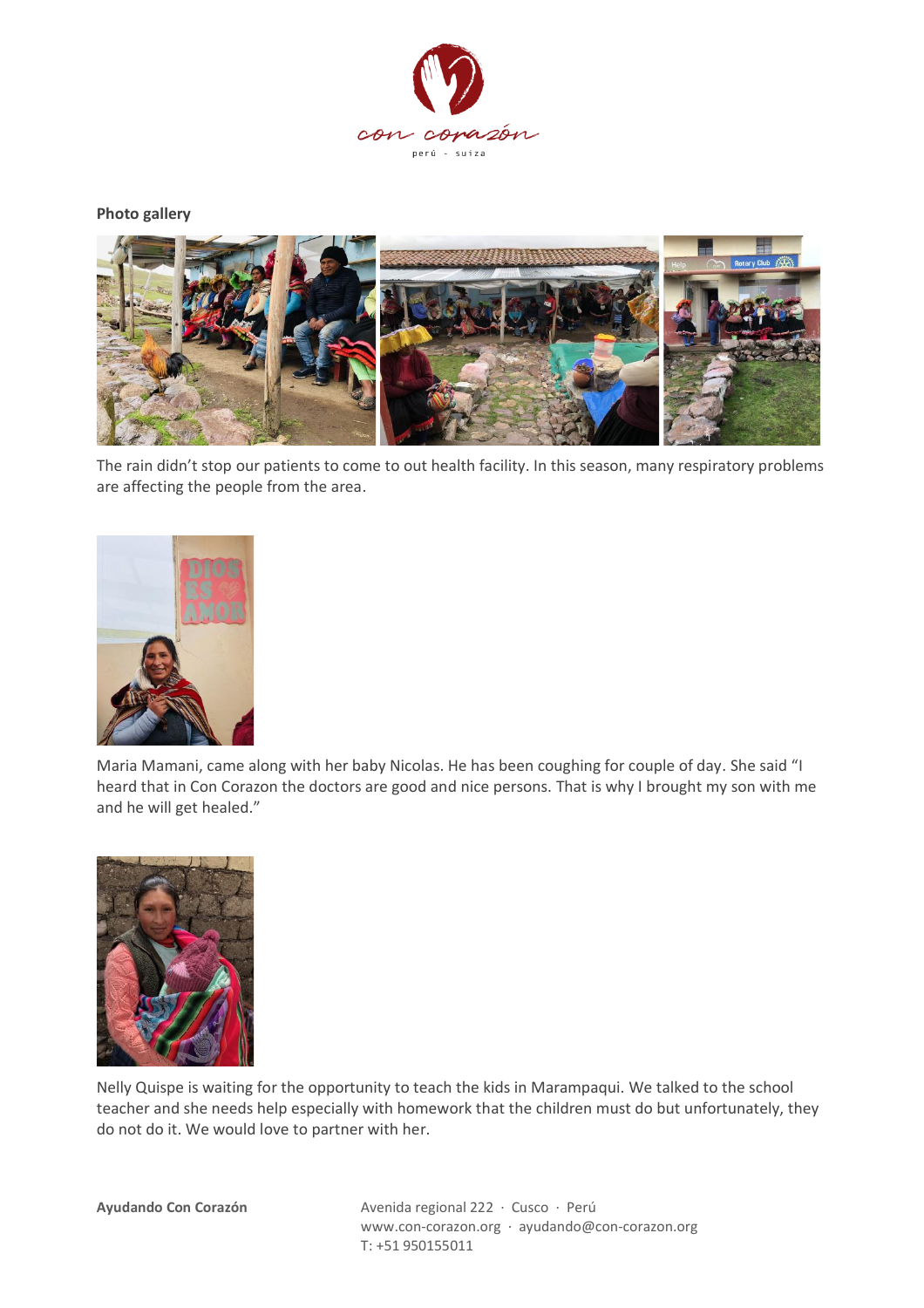**Photo gallery**

The rain didn't stop our patients to come to out health facility. In this season, many respiratory problems are affecting the people from the area.

Maria Mamani, came along with her baby Nicolas. He has been coughing for couple of day. She said "I heard that in Con Corazon the doctors are good and nice persons. That is why I brought my son with me and he will get healed."

Nelly Quispe is waiting for the opportunity to teach the kids in Marampaqui. We talked to the school teacher and she needs help especially with homework that the children must do but unfortunately, they do not do it. We would love to partner with her.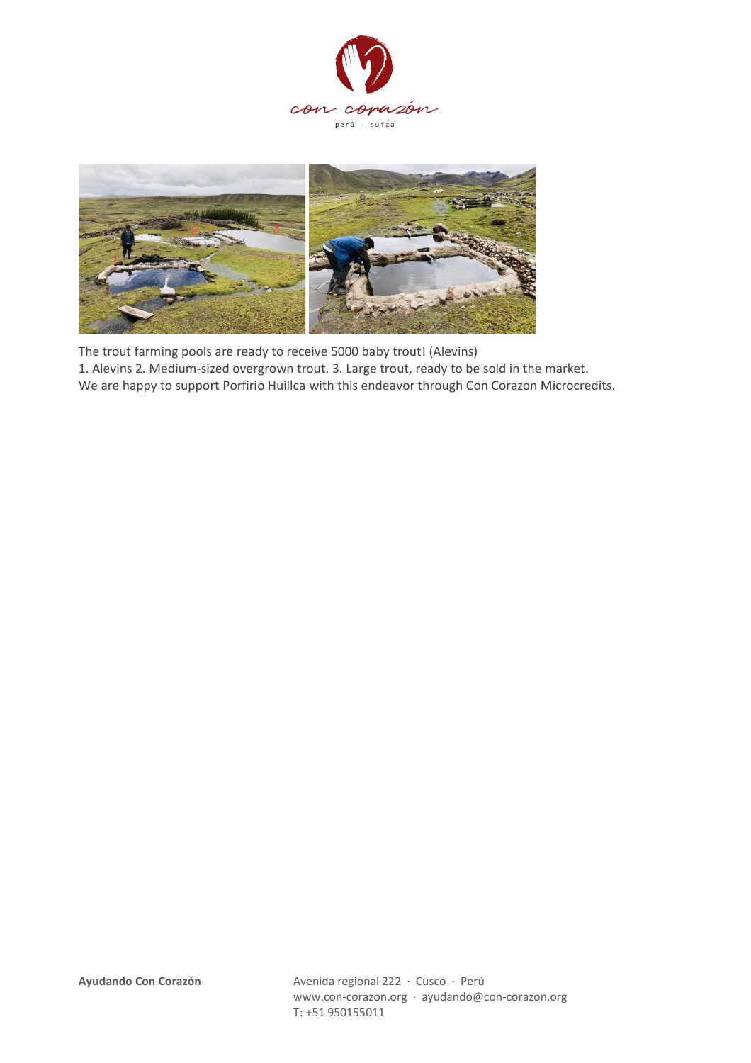The trout farming pools are ready to receive 5000 baby trout! (Alevins)
1. Alevins 2. Medium-sized overgrown trout. 3. Large trout, ready to be sold in the market.
We are happy to support Porfirio Huillca with this endeavor through Con Corazon Microcredits.

**Ayudando Con Corazón**

Avenida regional 222 · Cusco · Perú
www.con-corazon.org · ayudando@con-corazon.org
T: +51 950155011